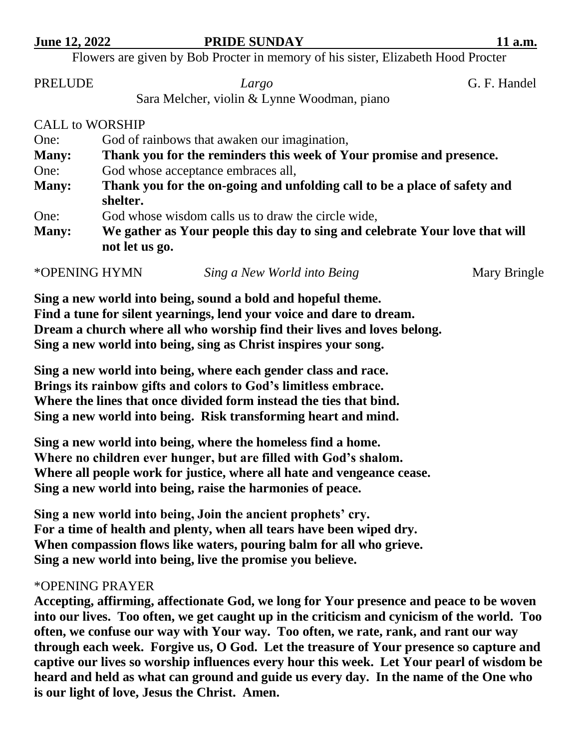**June 12, 2022 PRIDE SUNDAY 11 a.m.**

Flowers are given by Bob Procter in memory of his sister, Elizabeth Hood Procter

PRELUDE *Largo* G. F. Handel

Sara Melcher, violin & Lynne Woodman, piano

CALL to WORSHIP

One: God of rainbows that awaken our imagination,

**Many: Thank you for the reminders this week of Your promise and presence.**

One: God whose acceptance embraces all,

**Many: Thank you for the on-going and unfolding call to be a place of safety and shelter.**

One: God whose wisdom calls us to draw the circle wide,

**Many: We gather as Your people this day to sing and celebrate Your love that will not let us go.**

*OPENING HYMN *Sing a New World into Being* Mary Bringle

**Sing a new world into being, sound a bold and hopeful theme.**
**Find a tune for silent yearnings, lend your voice and dare to dream.**
**Dream a church where all who worship find their lives and loves belong.**
**Sing a new world into being, sing as Christ inspires your song.**

**Sing a new world into being, where each gender class and race.**
**Brings its rainbow gifts and colors to God's limitless embrace.**
**Where the lines that once divided form instead the ties that bind.**
**Sing a new world into being. Risk transforming heart and mind.**

**Sing a new world into being, where the homeless find a home.**
**Where no children ever hunger, but are filled with God's shalom.**
**Where all people work for justice, where all hate and vengeance cease.**
**Sing a new world into being, raise the harmonies of peace.**

**Sing a new world into being, Join the ancient prophets' cry.**
**For a time of health and plenty, when all tears have been wiped dry.**
**When compassion flows like waters, pouring balm for all who grieve.**
**Sing a new world into being, live the promise you believe.**

*OPENING PRAYER

**Accepting, affirming, affectionate God, we long for Your presence and peace to be woven into our lives. Too often, we get caught up in the criticism and cynicism of the world. Too often, we confuse our way with Your way. Too often, we rate, rank, and rant our way through each week. Forgive us, O God. Let the treasure of Your presence so capture and captive our lives so worship influences every hour this week. Let Your pearl of wisdom be heard and held as what can ground and guide us every day. In the name of the One who is our light of love, Jesus the Christ. Amen.**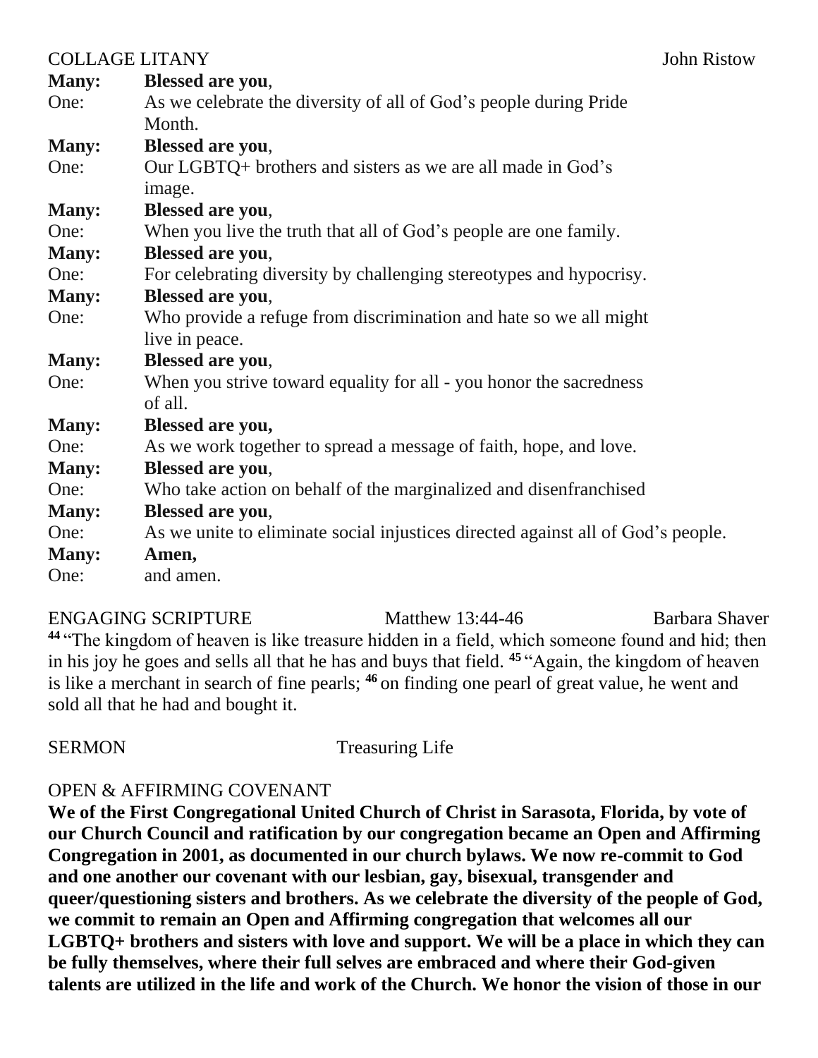COLLAGE LITANY John Ristow

**Many:** **Blessed are you**,
One: As we celebrate the diversity of all of God's people during Pride Month.
**Many:** **Blessed are you**,
One: Our LGBTQ+ brothers and sisters as we are all made in God's image.
**Many:** **Blessed are you**,
One: When you live the truth that all of God's people are one family.
**Many:** **Blessed are you**,
One: For celebrating diversity by challenging stereotypes and hypocrisy.
**Many:** **Blessed are you**,
One: Who provide a refuge from discrimination and hate so we all might live in peace.
**Many:** **Blessed are you**,
One: When you strive toward equality for all - you honor the sacredness of all.
**Many:** **Blessed are you,**
One: As we work together to spread a message of faith, hope, and love.
**Many:** **Blessed are you**,
One: Who take action on behalf of the marginalized and disenfranchised
**Many:** **Blessed are you**,
One: As we unite to eliminate social injustices directed against all of God's people.
**Many:** **Amen,**
One: and amen.

ENGAGING SCRIPTURE Matthew 13:44-46 Barbara Shaver

**44** "The kingdom of heaven is like treasure hidden in a field, which someone found and hid; then in his joy he goes and sells all that he has and buys that field. **45** "Again, the kingdom of heaven is like a merchant in search of fine pearls; **46** on finding one pearl of great value, he went and sold all that he had and bought it.

SERMON Treasuring Life

OPEN & AFFIRMING COVENANT

**We of the First Congregational United Church of Christ in Sarasota, Florida, by vote of our Church Council and ratification by our congregation became an Open and Affirming Congregation in 2001, as documented in our church bylaws. We now re-commit to God and one another our covenant with our lesbian, gay, bisexual, transgender and queer/questioning sisters and brothers. As we celebrate the diversity of the people of God, we commit to remain an Open and Affirming congregation that welcomes all our LGBTQ+ brothers and sisters with love and support. We will be a place in which they can be fully themselves, where their full selves are embraced and where their God-given talents are utilized in the life and work of the Church. We honor the vision of those in our**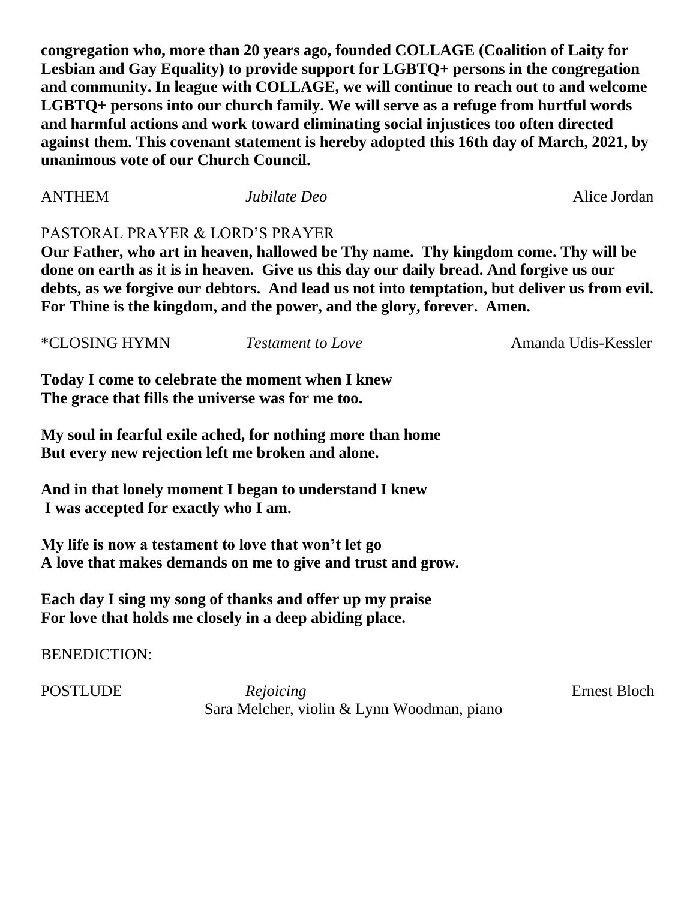**congregation who, more than 20 years ago, founded COLLAGE (Coalition of Laity for Lesbian and Gay Equality) to provide support for LGBTQ+ persons in the congregation and community. In league with COLLAGE, we will continue to reach out to and welcome LGBTQ+ persons into our church family. We will serve as a refuge from hurtful words and harmful actions and work toward eliminating social injustices too often directed against them. This covenant statement is hereby adopted this 16th day of March, 2021, by unanimous vote of our Church Council.**

ANTHEM *Jubilate Deo* Alice Jordan

PASTORAL PRAYER & LORD'S PRAYER

**Our Father, who art in heaven, hallowed be Thy name. Thy kingdom come. Thy will be done on earth as it is in heaven. Give us this day our daily bread. And forgive us our debts, as we forgive our debtors. And lead us not into temptation, but deliver us from evil. For Thine is the kingdom, and the power, and the glory, forever. Amen.**

*CLOSING HYMN *Testament to Love* Amanda Udis-Kessler

**Today I come to celebrate the moment when I knew**
**The grace that fills the universe was for me too.**

**My soul in fearful exile ached, for nothing more than home**
**But every new rejection left me broken and alone.**

**And in that lonely moment I began to understand I knew**
**I was accepted for exactly who I am.**

**My life is now a testament to love that won't let go**
**A love that makes demands on me to give and trust and grow.**

**Each day I sing my song of thanks and offer up my praise**
**For love that holds me closely in a deep abiding place.**

BENEDICTION:

POSTLUDE *Rejoicing* Ernest Bloch
Sara Melcher, violin & Lynn Woodman, piano